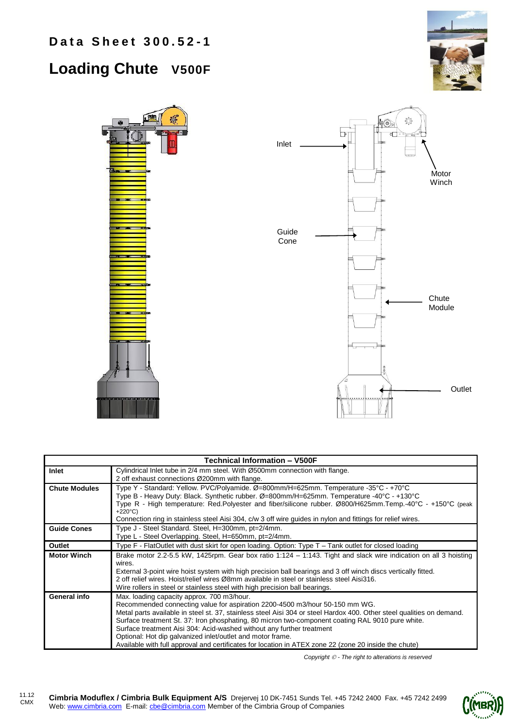# Data Sheet 300.52-1

## Loading Chute V500F

Inlet

Motor Winch

Guide Cone

Chute Module

Outlet

| Technical Information – V500F | |
|---|---|
| **Inlet** | Cylindrical Inlet tube in 2/4 mm steel. With Ø500mm connection with flange.<br>2 off exhaust connections Ø200mm with flange. |
| **Chute Modules** | Type Y - Standard: Yellow. PVC/Polyamide. Ø=800mm/H=625mm. Temperature -35°C - +70°C<br>Type B - Heavy Duty: Black. Synthetic rubber. Ø=800mm/H=625mm. Temperature -40°C - +130°C<br>Type R - High temperature: Red.Polyester and fiber/silicone rubber. Ø800/H625mm.Temp.-40°C - +150°C (peak +220°C)<br>Connection ring in stainless steel Aisi 304, c/w 3 off wire guides in nylon and fittings for relief wires. |
| **Guide Cones** | Type J - Steel Standard. Steel, H=300mm, pt=2/4mm.<br>Type L - Steel Overlapping. Steel, H=650mm, pt=2/4mm. |
| **Outlet** | Type F - FlatOutlet with dust skirt for open loading. Option: Type T – Tank outlet for closed loading |
| **Motor Winch** | Brake motor 2.2-5.5 kW, 1425rpm. Gear box ratio 1:124 – 1:143. Tight and slack wire indication on all 3 hoisting wires.<br>External 3-point wire hoist system with high precision ball bearings and 3 off winch discs vertically fitted.<br>2 off relief wires. Hoist/relief wires Ø8mm available in steel or stainless steel Aisi316.<br>Wire rollers in steel or stainless steel with high precision ball bearings. |
| **General info** | Max. loading capacity approx. 700 m3/hour.<br>Recommended connecting value for aspiration 2200-4500 m3/hour 50-150 mm WG.<br>Metal parts available in steel st. 37, stainless steel Aisi 304 or steel Hardox 400. Other steel qualities on demand.<br>Surface treatment St. 37: Iron phosphating, 80 micron two-component coating RAL 9010 pure white.<br>Surface treatment Aisi 304: Acid-washed without any further treatment<br>Optional: Hot dip galvanized inlet/outlet and motor frame.<br>Available with full approval and certificates for location in ATEX zone 22 (zone 20 inside the chute) |

*Copyright © - The right to alterations is reserved*

11.12 CMX

**Cimbria Moduflex / Cimbria Bulk Equipment A/S** Drejervej 10 DK-7451 Sunds Tel. +45 7242 2400 Fax. +45 7242 2499
Web: www.cimbria.com E-mail: cbe@cimbria.com Member of the Cimbria Group of Companies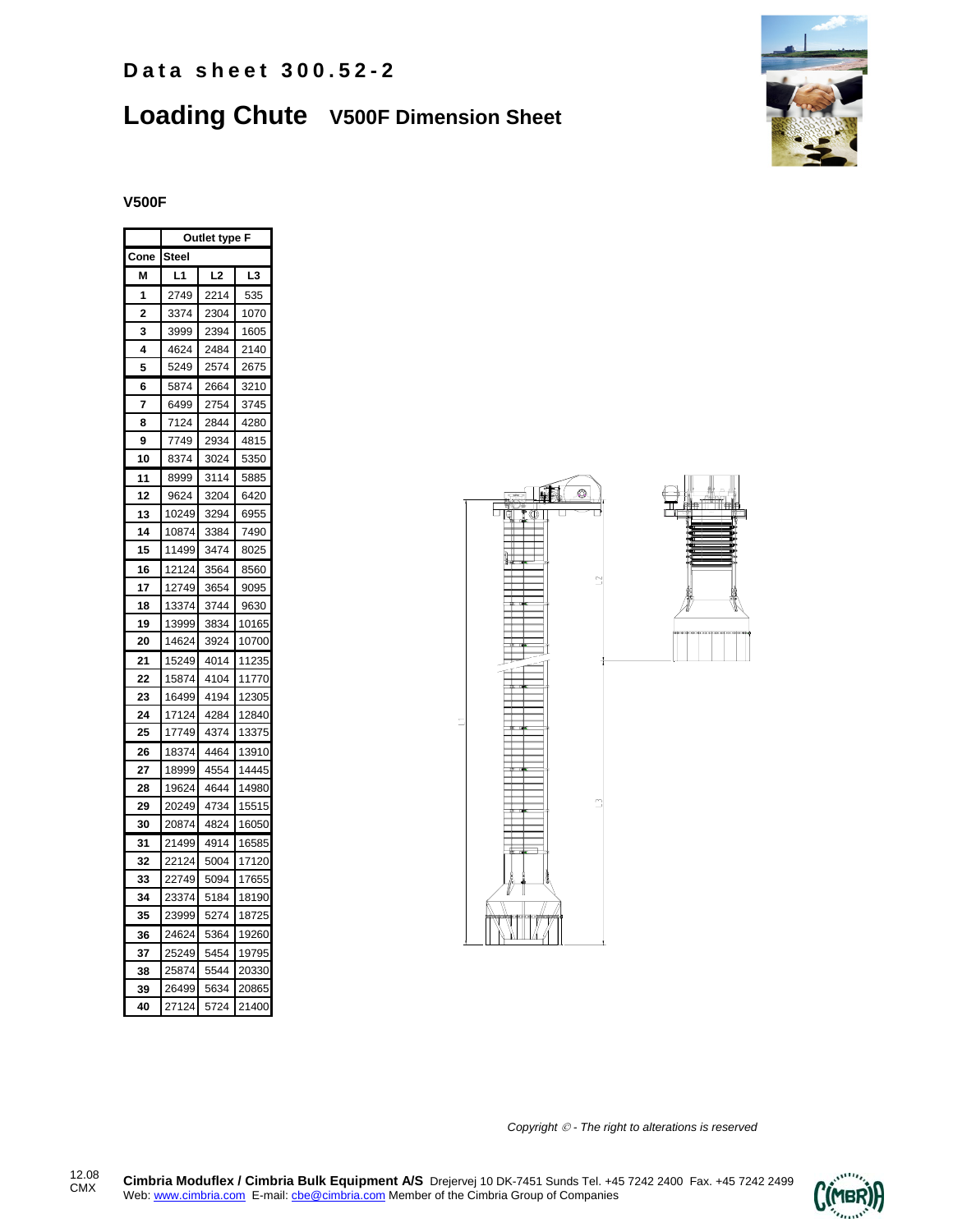# Data sheet 300.52-2

## Loading Chute V500F Dimension Sheet

**V500F**

| | Outlet type F | | |
|---|---|---|---|
| Cone | Steel | | |
| M | L1 | L2 | L3 |
| 1 | 2749 | 2214 | 535 |
| 2 | 3374 | 2304 | 1070 |
| 3 | 3999 | 2394 | 1605 |
| 4 | 4624 | 2484 | 2140 |
| 5 | 5249 | 2574 | 2675 |
| 6 | 5874 | 2664 | 3210 |
| 7 | 6499 | 2754 | 3745 |
| 8 | 7124 | 2844 | 4280 |
| 9 | 7749 | 2934 | 4815 |
| 10 | 8374 | 3024 | 5350 |
| 11 | 8999 | 3114 | 5885 |
| 12 | 9624 | 3204 | 6420 |
| 13 | 10249 | 3294 | 6955 |
| 14 | 10874 | 3384 | 7490 |
| 15 | 11499 | 3474 | 8025 |
| 16 | 12124 | 3564 | 8560 |
| 17 | 12749 | 3654 | 9095 |
| 18 | 13374 | 3744 | 9630 |
| 19 | 13999 | 3834 | 10165 |
| 20 | 14624 | 3924 | 10700 |
| 21 | 15249 | 4014 | 11235 |
| 22 | 15874 | 4104 | 11770 |
| 23 | 16499 | 4194 | 12305 |
| 24 | 17124 | 4284 | 12840 |
| 25 | 17749 | 4374 | 13375 |
| 26 | 18374 | 4464 | 13910 |
| 27 | 18999 | 4554 | 14445 |
| 28 | 19624 | 4644 | 14980 |
| 29 | 20249 | 4734 | 15515 |
| 30 | 20874 | 4824 | 16050 |
| 31 | 21499 | 4914 | 16585 |
| 32 | 22124 | 5004 | 17120 |
| 33 | 22749 | 5094 | 17655 |
| 34 | 23374 | 5184 | 18190 |
| 35 | 23999 | 5274 | 18725 |
| 36 | 24624 | 5364 | 19260 |
| 37 | 25249 | 5454 | 19795 |
| 38 | 25874 | 5544 | 20330 |
| 39 | 26499 | 5634 | 20865 |
| 40 | 27124 | 5724 | 21400 |

L1

L2

L3

*Copyright © - The right to alterations is reserved*

12.08
CMX

**Cimbria Moduflex / Cimbria Bulk Equipment A/S** Drejervej 10 DK-7451 Sunds Tel. +45 7242 2400 Fax. +45 7242 2499
Web: www.cimbria.com E-mail: cbe@cimbria.com Member of the Cimbria Group of Companies